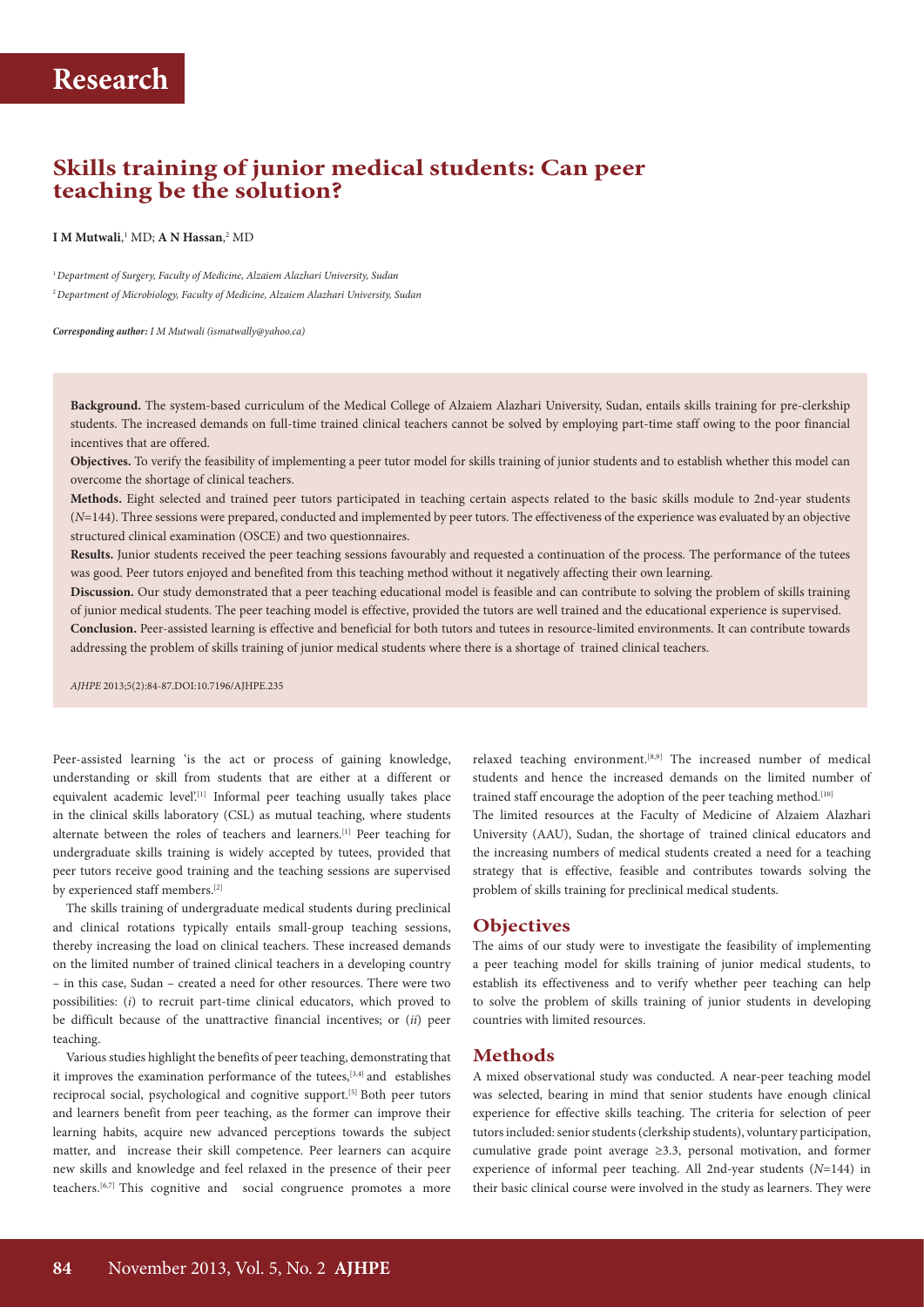Research

# Skills training of junior medical students: Can peer teaching be the solution?

**I M Mutwali**,[1] MD; **A N Hassan**,[2] MD

[1] *Department of Surgery, Faculty of Medicine, Alzaiem Alazhari University, Sudan*
[2] *Department of Microbiology, Faculty of Medicine, Alzaiem Alazhari University, Sudan*

***Corresponding author:** I M Mutwali (ismatwally@yahoo.ca)*

**Background.** The system-based curriculum of the Medical College of Alzaiem Alazhari University, Sudan, entails skills training for pre-clerkship students. The increased demands on full-time trained clinical teachers cannot be solved by employing part-time staff owing to the poor financial incentives that are offered.

**Objectives.** To verify the feasibility of implementing a peer tutor model for skills training of junior students and to establish whether this model can overcome the shortage of clinical teachers.

**Methods.** Eight selected and trained peer tutors participated in teaching certain aspects related to the basic skills module to 2nd-year students (*N*=144). Three sessions were prepared, conducted and implemented by peer tutors. The effectiveness of the experience was evaluated by an objective structured clinical examination (OSCE) and two questionnaires.

**Results.** Junior students received the peer teaching sessions favourably and requested a continuation of the process. The performance of the tutees was good. Peer tutors enjoyed and benefited from this teaching method without it negatively affecting their own learning.

**Discussion.** Our study demonstrated that a peer teaching educational model is feasible and can contribute to solving the problem of skills training of junior medical students. The peer teaching model is effective, provided the tutors are well trained and the educational experience is supervised.

**Conclusion.** Peer-assisted learning is effective and beneficial for both tutors and tutees in resource-limited environments. It can contribute towards addressing the problem of skills training of junior medical students where there is a shortage of trained clinical teachers.

*AJHPE* 2013;5(2):84-87.DOI:10.7196/AJHPE.235

Peer-assisted learning 'is the act or process of gaining knowledge, understanding or skill from students that are either at a different or equivalent academic level'.[1] Informal peer teaching usually takes place in the clinical skills laboratory (CSL) as mutual teaching, where students alternate between the roles of teachers and learners.[1] Peer teaching for undergraduate skills training is widely accepted by tutees, provided that peer tutors receive good training and the teaching sessions are supervised by experienced staff members.[2]

The skills training of undergraduate medical students during preclinical and clinical rotations typically entails small-group teaching sessions, thereby increasing the load on clinical teachers. These increased demands on the limited number of trained clinical teachers in a developing country – in this case, Sudan – created a need for other resources. There were two possibilities: (*i*) to recruit part-time clinical educators, which proved to be difficult because of the unattractive financial incentives; or (*ii*) peer teaching.

Various studies highlight the benefits of peer teaching, demonstrating that it improves the examination performance of the tutees,[3,4] and establishes reciprocal social, psychological and cognitive support.[5] Both peer tutors and learners benefit from peer teaching, as the former can improve their learning habits, acquire new advanced perceptions towards the subject matter, and increase their skill competence. Peer learners can acquire new skills and knowledge and feel relaxed in the presence of their peer teachers.[6,7] This cognitive and social congruence promotes a more relaxed teaching environment.[8,9] The increased number of medical students and hence the increased demands on the limited number of trained staff encourage the adoption of the peer teaching method.[10]

The limited resources at the Faculty of Medicine of Alzaiem Alazhari University (AAU), Sudan, the shortage of trained clinical educators and the increasing numbers of medical students created a need for a teaching strategy that is effective, feasible and contributes towards solving the problem of skills training for preclinical medical students.

## Objectives

The aims of our study were to investigate the feasibility of implementing a peer teaching model for skills training of junior medical students, to establish its effectiveness and to verify whether peer teaching can help to solve the problem of skills training of junior students in developing countries with limited resources.

## Methods

A mixed observational study was conducted. A near-peer teaching model was selected, bearing in mind that senior students have enough clinical experience for effective skills teaching. The criteria for selection of peer tutors included: senior students (clerkship students), voluntary participation, cumulative grade point average ≥3.3, personal motivation, and former experience of informal peer teaching. All 2nd-year students (*N*=144) in their basic clinical course were involved in the study as learners. They were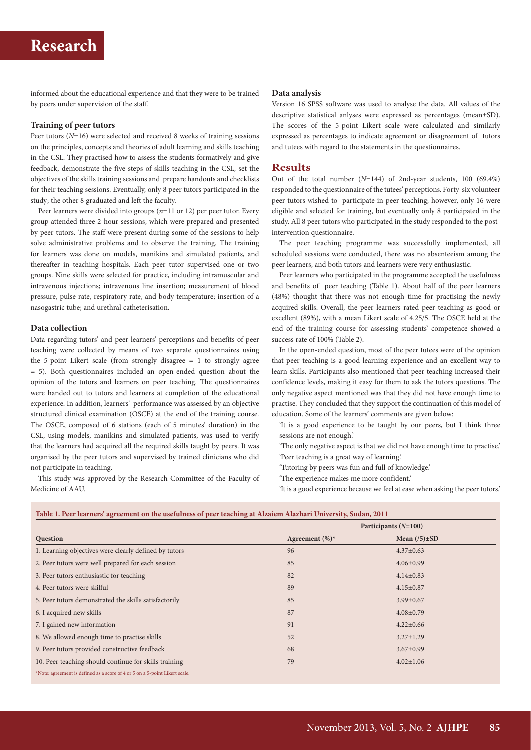informed about the educational experience and that they were to be trained by peers under supervision of the staff.

### Training of peer tutors

Peer tutors ($N$=16) were selected and received 8 weeks of training sessions on the principles, concepts and theories of adult learning and skills teaching in the CSL. They practised how to assess the students formatively and give feedback, demonstrate the five steps of skills teaching in the CSL, set the objectives of the skills training sessions and prepare handouts and checklists for their teaching sessions. Eventually, only 8 peer tutors participated in the study; the other 8 graduated and left the faculty.

Peer learners were divided into groups ($n$=11 or 12) per peer tutor. Every group attended three 2-hour sessions, which were prepared and presented by peer tutors. The staff were present during some of the sessions to help solve administrative problems and to observe the training. The training for learners was done on models, manikins and simulated patients, and thereafter in teaching hospitals. Each peer tutor supervised one or two groups. Nine skills were selected for practice, including intramuscular and intravenous injections; intravenous line insertion; measurement of blood pressure, pulse rate, respiratory rate, and body temperature; insertion of a nasogastric tube; and urethral catheterisation.

### Data collection

Data regarding tutors' and peer learners' perceptions and benefits of peer teaching were collected by means of two separate questionnaires using the 5-point Likert scale (from strongly disagree = 1 to strongly agree = 5). Both questionnaires included an open-ended question about the opinion of the tutors and learners on peer teaching. The questionnaires were handed out to tutors and learners at completion of the educational experience. In addition, learners` performance was assessed by an objective structured clinical examination (OSCE) at the end of the training course. The OSCE, composed of 6 stations (each of 5 minutes' duration) in the CSL, using models, manikins and simulated patients, was used to verify that the learners had acquired all the required skills taught by peers. It was organised by the peer tutors and supervised by trained clinicians who did not participate in teaching.

This study was approved by the Research Committee of the Faculty of Medicine of AAU.

### Data analysis

Version 16 SPSS software was used to analyse the data. All values of the descriptive statistical anlyses were expressed as percentages (mean±SD). The scores of the 5-point Likert scale were calculated and similarly expressed as percentages to indicate agreement or disagreement of tutors and tutees with regard to the statements in the questionnaires.

## Results

Out of the total number ($N$=144) of 2nd-year students, 100 (69.4%) responded to the questionnaire of the tutees' perceptions. Forty-six volunteer peer tutors wished to participate in peer teaching; however, only 16 were eligible and selected for training, but eventually only 8 participated in the study. All 8 peer tutors who participated in the study responded to the post-intervention questionnaire.

The peer teaching programme was successfully implemented, all scheduled sessions were conducted, there was no absenteeism among the peer learners, and both tutors and learners were very enthusiastic.

Peer learners who participated in the programme accepted the usefulness and benefits of peer teaching (Table 1). About half of the peer learners (48%) thought that there was not enough time for practising the newly acquired skills. Overall, the peer learners rated peer teaching as good or excellent (89%), with a mean Likert scale of 4.25/5. The OSCE held at the end of the training course for assessing students' competence showed a success rate of 100% (Table 2).

In the open-ended question, most of the peer tutees were of the opinion that peer teaching is a good learning experience and an excellent way to learn skills. Participants also mentioned that peer teaching increased their confidence levels, making it easy for them to ask the tutors questions. The only negative aspect mentioned was that they did not have enough time to practise. They concluded that they support the continuation of this model of education. Some of the learners' comments are given below:

'It is a good experience to be taught by our peers, but I think three sessions are not enough.'

'The only negative aspect is that we did not have enough time to practise.'

'Peer teaching is a great way of learning.'

'Tutoring by peers was fun and full of knowledge.'

'The experience makes me more confident.'

'It is a good experience because we feel at ease when asking the peer tutors.'

**Table 1. Peer learners' agreement on the usefulness of peer teaching at Alzaiem Alazhari University, Sudan, 2011**

| | Participants ($N$=100) | |
|---|---|---|
| Question | Agreement (%)* | Mean (/5)±SD |
| 1. Learning objectives were clearly defined by tutors | 96 | 4.37±0.63 |
| 2. Peer tutors were well prepared for each session | 85 | 4.06±0.99 |
| 3. Peer tutors enthusiastic for teaching | 82 | 4.14±0.83 |
| 4. Peer tutors were skilful | 89 | 4.15±0.87 |
| 5. Peer tutors demonstrated the skills satisfactorily | 85 | 3.99±0.67 |
| 6. I acquired new skills | 87 | 4.08±0.79 |
| 7. I gained new information | 91 | 4.22±0.66 |
| 8. We allowed enough time to practise skills | 52 | 3.27±1.29 |
| 9. Peer tutors provided constructive feedback | 68 | 3.67±0.99 |
| 10. Peer teaching should continue for skills training | 79 | 4.02±1.06 |

*Note: agreement is defined as a score of 4 or 5 on a 5-point Likert scale.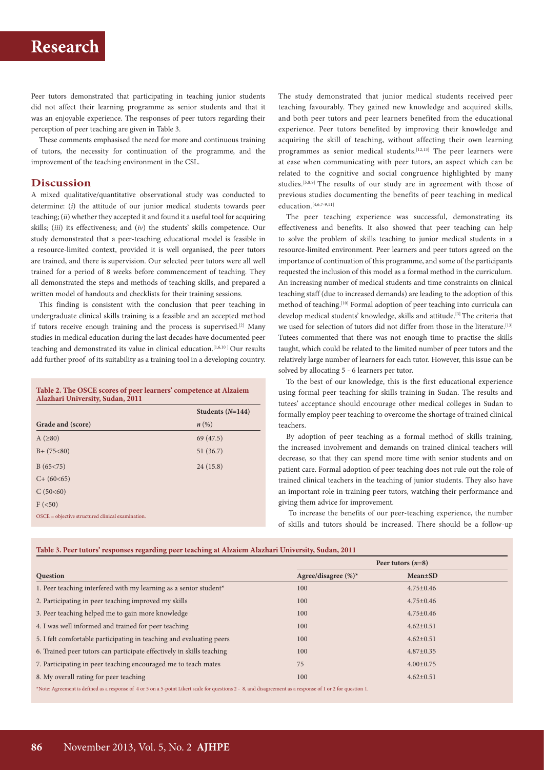Peer tutors demonstrated that participating in teaching junior students did not affect their learning programme as senior students and that it was an enjoyable experience. The responses of peer tutors regarding their perception of peer teaching are given in Table 3.

These comments emphasised the need for more and continuous training of tutors, the necessity for continuation of the programme, and the improvement of the teaching environment in the CSL.

## Discussion

A mixed qualitative/quantitative observational study was conducted to determine: (*i*) the attitude of our junior medical students towards peer teaching; (*ii*) whether they accepted it and found it a useful tool for acquiring skills; (*iii*) its effectiveness; and (*iv*) the students' skills competence. Our study demonstrated that a peer-teaching educational model is feasible in a resource-limited context, provided it is well organised, the peer tutors are trained, and there is supervision. Our selected peer tutors were all well trained for a period of 8 weeks before commencement of teaching. They all demonstrated the steps and methods of teaching skills, and prepared a written model of handouts and checklists for their training sessions.

This finding is consistent with the conclusion that peer teaching in undergraduate clinical skills training is a feasible and an accepted method if tutors receive enough training and the process is supervised.[2] Many studies in medical education during the last decades have documented peer teaching and demonstrated its value in clinical education.[1,6,10] Our results add further proof of its suitability as a training tool in a developing country.

**Table 2. The OSCE scores of peer learners' competence at Alzaiem Alazhari University, Sudan, 2011**

| Grade and (score) | Students (*N*=144) *n* (%) |
|---|---|
| A (≥80) | 69 (47.5) |
| B+ (75<80) | 51 (36.7) |
| B (65<75) | 24 (15.8) |
| C+ (60<65) | |
| C (50<60) | |
| F (<50) | |

OSCE = objective structured clinical examination.

The study demonstrated that junior medical students received peer teaching favourably. They gained new knowledge and acquired skills, and both peer tutors and peer learners benefited from the educational experience. Peer tutors benefited by improving their knowledge and acquiring the skill of teaching, without affecting their own learning programmes as senior medical students.[12,13] The peer learners were at ease when communicating with peer tutors, an aspect which can be related to the cognitive and social congruence highlighted by many studies.[5,8,9] The results of our study are in agreement with those of previous studies documenting the benefits of peer teaching in medical education.[4,6,7-9,11]

The peer teaching experience was successful, demonstrating its effectiveness and benefits. It also showed that peer teaching can help to solve the problem of skills teaching to junior medical students in a resource-limited environment. Peer learners and peer tutors agreed on the importance of continuation of this programme, and some of the participants requested the inclusion of this model as a formal method in the curriculum. An increasing number of medical students and time constraints on clinical teaching staff (due to increased demands) are leading to the adoption of this method of teaching.[10] Formal adoption of peer teaching into curricula can develop medical students' knowledge, skills and attitude.[3] The criteria that we used for selection of tutors did not differ from those in the literature.[13] Tutees commented that there was not enough time to practise the skills taught, which could be related to the limited number of peer tutors and the relatively large number of learners for each tutor. However, this issue can be solved by allocating 5 - 6 learners per tutor.

To the best of our knowledge, this is the first educational experience using formal peer teaching for skills training in Sudan. The results and tutees' acceptance should encourage other medical colleges in Sudan to formally employ peer teaching to overcome the shortage of trained clinical teachers.

By adoption of peer teaching as a formal method of skills training, the increased involvement and demands on trained clinical teachers will decrease, so that they can spend more time with senior students and on patient care. Formal adoption of peer teaching does not rule out the role of trained clinical teachers in the teaching of junior students. They also have an important role in training peer tutors, watching their performance and giving them advice for improvement.

To increase the benefits of our peer-teaching experience, the number of skills and tutors should be increased. There should be a follow-up

**Table 3. Peer tutors' responses regarding peer teaching at Alzaiem Alazhari University, Sudan, 2011**

| Question | Peer tutors (*n*=8) | |
|---|---|---|
| | Agree/disagree (%)* | Mean±SD |
| 1. Peer teaching interfered with my learning as a senior student* | 100 | 4.75±0.46 |
| 2. Participating in peer teaching improved my skills | 100 | 4.75±0.46 |
| 3. Peer teaching helped me to gain more knowledge | 100 | 4.75±0.46 |
| 4. I was well informed and trained for peer teaching | 100 | 4.62±0.51 |
| 5. I felt comfortable participating in teaching and evaluating peers | 100 | 4.62±0.51 |
| 6. Trained peer tutors can participate effectively in skills teaching | 100 | 4.87±0.35 |
| 7. Participating in peer teaching encouraged me to teach mates | 75 | 4.00±0.75 |
| 8. My overall rating for peer teaching | 100 | 4.62±0.51 |

*Note: Agreement is defined as a response of 4 or 5 on a 5-point Likert scale for questions 2 - 8, and disagreement as a response of 1 or 2 for question 1.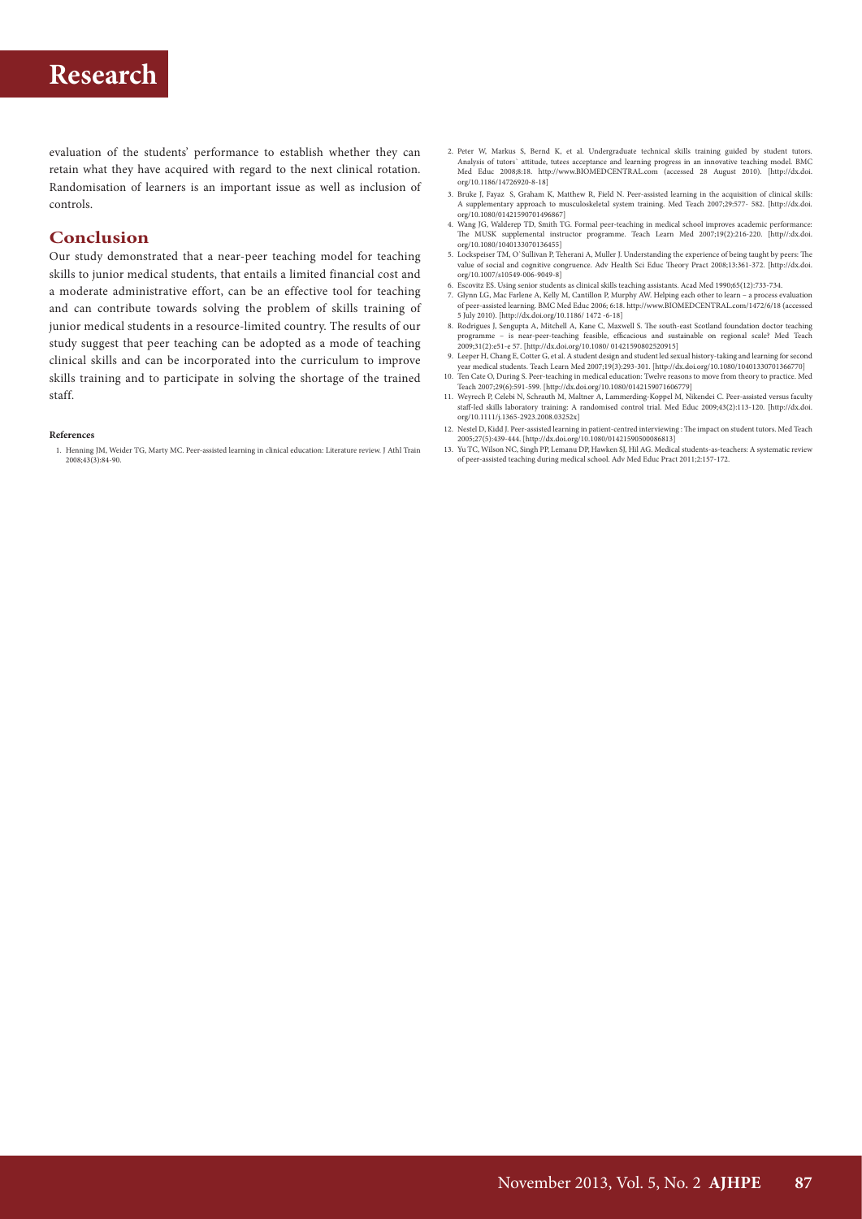evaluation of the students' performance to establish whether they can retain what they have acquired with regard to the next clinical rotation. Randomisation of learners is an important issue as well as inclusion of controls.

## Conclusion

Our study demonstrated that a near-peer teaching model for teaching skills to junior medical students, that entails a limited financial cost and a moderate administrative effort, can be an effective tool for teaching and can contribute towards solving the problem of skills training of junior medical students in a resource-limited country. The results of our study suggest that peer teaching can be adopted as a mode of teaching clinical skills and can be incorporated into the curriculum to improve skills training and to participate in solving the shortage of the trained staff.

**References**

1. Henning JM, Weider TG, Marty MC. Peer-assisted learning in clinical education: Literature review. J Athl Train 2008;43(3):84-90.
2. Peter W, Markus S, Bernd K, et al. Undergraduate technical skills training guided by student tutors. Analysis of tutors` attitude, tutees acceptance and learning progress in an innovative teaching model. BMC Med Educ 2008;8:18. http://www.BIOMEDCENTRAL.com (accessed 28 August 2010). [http://dx.doi.org/10.1186/14726920-8-18]
3. Bruke J, Fayaz S, Graham K, Matthew R, Field N. Peer-assisted learning in the acquisition of clinical skills: A supplementary approach to musculoskeletal system training. Med Teach 2007;29:577- 582. [http://dx.doi.org/10.1080/01421590701496867]
4. Wang JG, Walderep TD, Smith TG. Formal peer-teaching in medical school improves academic performance: The MUSK supplemental instructor programme. Teach Learn Med 2007;19(2):216-220. [http//:dx.doi.org/10.1080/1040133070136455]
5. Lockspeiser TM, O`Sullivan P, Teherani A, Muller J. Understanding the experience of being taught by peers: The value of social and cognitive congruence. Adv Health Sci Educ Theory Pract 2008;13:361-372. [http://dx.doi.org/10.1007/s10549-006-9049-8]
6. Escovitz ES. Using senior students as clinical skills teaching assistants. Acad Med 1990;65(12):733-734.
7. Glynn LG, Mac Farlene A, Kelly M, Cantillon P, Murphy AW. Helping each other to learn – a process evaluation of peer-assisted learning. BMC Med Educ 2006; 6:18. http://www.BIOMEDCENTRAL.com/1472/6/18 (accessed 5 July 2010). [http://dx.doi.org/10.1186/ 1472 -6-18]
8. Rodrigues J, Sengupta A, Mitchell A, Kane C, Maxwell S. The south-east Scotland foundation doctor teaching programme – is near-peer-teaching feasible, efficacious and sustainable on regional scale? Med Teach 2009;31(2):e51-e 57. [http://dx.doi.org/10.1080/ 01421590802520915]
9. Leeper H, Chang E, Cotter G, et al. A student design and student led sexual history-taking and learning for second year medical students. Teach Learn Med 2007;19(3):293-301. [http://dx.doi.org/10.1080/10401330701366770]
10. Ten Cate O, During S. Peer-teaching in medical education: Twelve reasons to move from theory to practice. Med Teach 2007;29(6):591-599. [http://dx.doi.org/10.1080/0142159071606779]
11. Weyrech P, Celebi N, Schrauth M, Maltner A, Lammerding-Koppel M, Nikendei C. Peer-assisted versus faculty staff-led skills laboratory training: A randomised control trial. Med Educ 2009;43(2):113-120. [http://dx.doi.org/10.1111/j.1365-2923.2008.03252x]
12. Nestel D, Kidd J. Peer-assisted learning in patient-centred interviewing : The impact on student tutors. Med Teach 2005;27(5):439-444. [http://dx.doi.org/10.1080/01421590500086813]
13. Yu TC, Wilson NC, Singh PP, Lemanu DP, Hawken SJ, Hil AG. Medical students-as-teachers: A systematic review of peer-assisted teaching during medical school. Adv Med Educ Pract 2011;2:157-172.